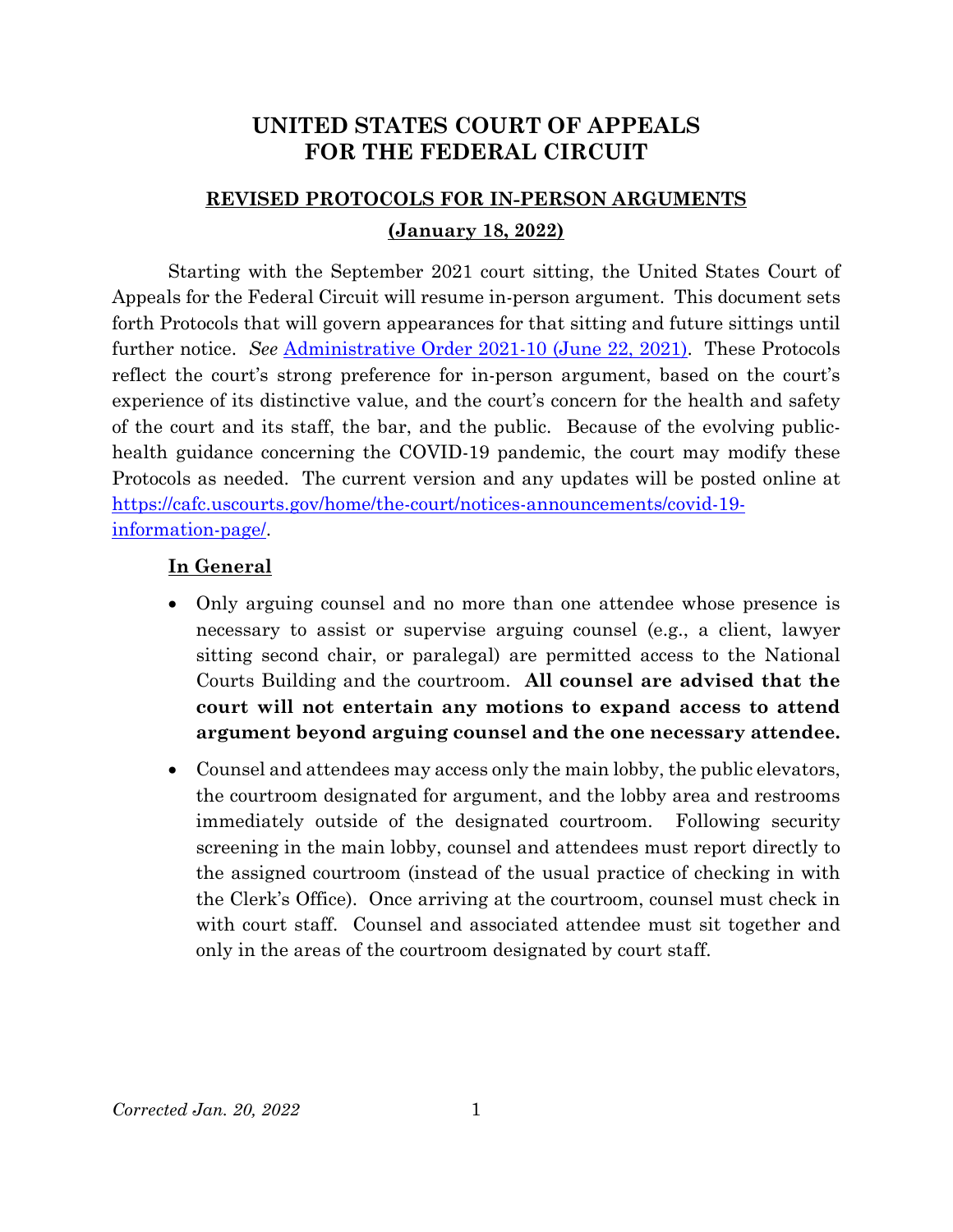# UNITED STATES COURT OF APPEALS FOR THE FEDERAL CIRCUIT

## REVISED PROTOCOLS FOR IN-PERSON ARGUMENTS

**(January 18, 2022)**

Starting with the September 2021 court sitting, the United States Court of Appeals for the Federal Circuit will resume in-person argument. This document sets forth Protocols that will govern appearances for that sitting and future sittings until further notice. *See* [Administrative Order 2021-10 (June 22, 2021)](). These Protocols reflect the court's strong preference for in-person argument, based on the court's experience of its distinctive value, and the court's concern for the health and safety of the court and its staff, the bar, and the public. Because of the evolving public-health guidance concerning the COVID-19 pandemic, the court may modify these Protocols as needed. The current version and any updates will be posted online at [https://cafc.uscourts.gov/home/the-court/notices-announcements/covid-19-information-page/](https://cafc.uscourts.gov/home/the-court/notices-announcements/covid-19-information-page/).

### In General

- Only arguing counsel and no more than one attendee whose presence is necessary to assist or supervise arguing counsel (e.g., a client, lawyer sitting second chair, or paralegal) are permitted access to the National Courts Building and the courtroom. **All counsel are advised that the court will not entertain any motions to expand access to attend argument beyond arguing counsel and the one necessary attendee.**
- Counsel and attendees may access only the main lobby, the public elevators, the courtroom designated for argument, and the lobby area and restrooms immediately outside of the designated courtroom. Following security screening in the main lobby, counsel and attendees must report directly to the assigned courtroom (instead of the usual practice of checking in with the Clerk's Office). Once arriving at the courtroom, counsel must check in with court staff. Counsel and associated attendee must sit together and only in the areas of the courtroom designated by court staff.

*Corrected Jan. 20, 2022*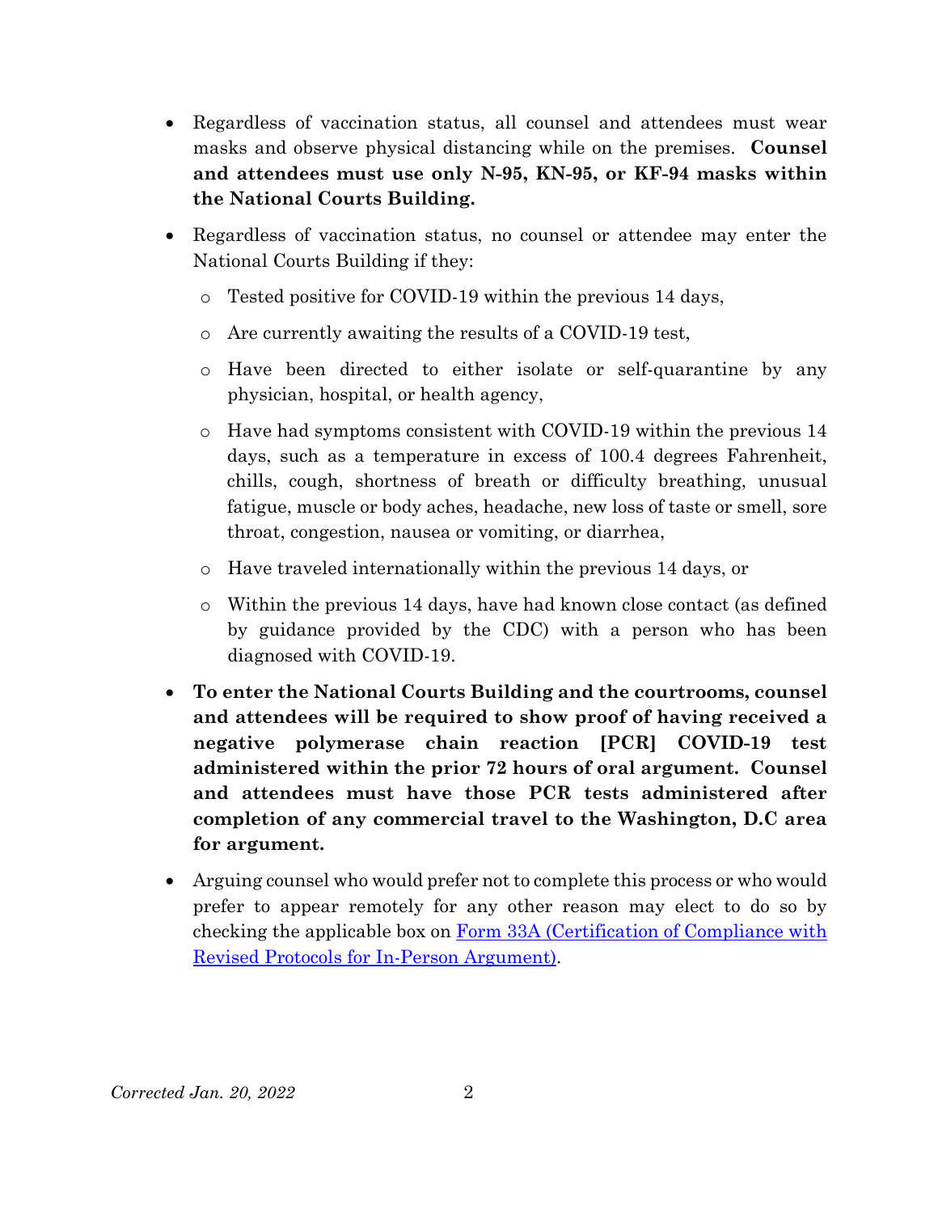- Regardless of vaccination status, all counsel and attendees must wear masks and observe physical distancing while on the premises. **Counsel and attendees must use only N-95, KN-95, or KF-94 masks within the National Courts Building.**

- Regardless of vaccination status, no counsel or attendee may enter the National Courts Building if they:

  - Tested positive for COVID-19 within the previous 14 days,

  - Are currently awaiting the results of a COVID-19 test,

  - Have been directed to either isolate or self-quarantine by any physician, hospital, or health agency,

  - Have had symptoms consistent with COVID-19 within the previous 14 days, such as a temperature in excess of 100.4 degrees Fahrenheit, chills, cough, shortness of breath or difficulty breathing, unusual fatigue, muscle or body aches, headache, new loss of taste or smell, sore throat, congestion, nausea or vomiting, or diarrhea,

  - Have traveled internationally within the previous 14 days, or

  - Within the previous 14 days, have had known close contact (as defined by guidance provided by the CDC) with a person who has been diagnosed with COVID-19.

- **To enter the National Courts Building and the courtrooms, counsel and attendees will be required to show proof of having received a negative polymerase chain reaction [PCR] COVID-19 test administered within the prior 72 hours of oral argument. Counsel and attendees must have those PCR tests administered after completion of any commercial travel to the Washington, D.C area for argument.**

- Arguing counsel who would prefer not to complete this process or who would prefer to appear remotely for any other reason may elect to do so by checking the applicable box on Form 33A (Certification of Compliance with Revised Protocols for In-Person Argument).

*Corrected Jan. 20, 2022*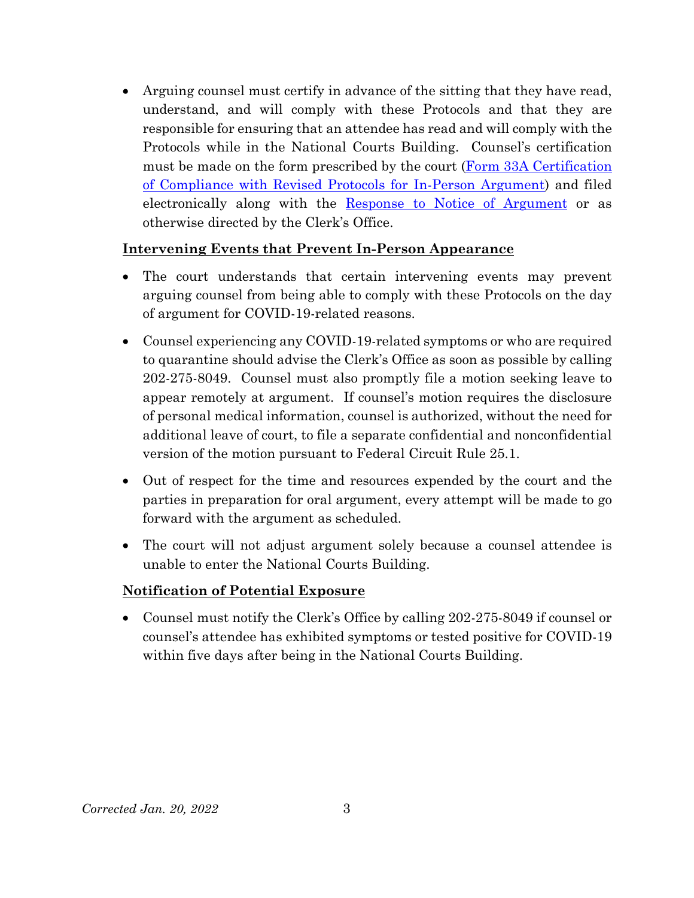- Arguing counsel must certify in advance of the sitting that they have read, understand, and will comply with these Protocols and that they are responsible for ensuring that an attendee has read and will comply with the Protocols while in the National Courts Building. Counsel's certification must be made on the form prescribed by the court (Form 33A Certification of Compliance with Revised Protocols for In-Person Argument) and filed electronically along with the Response to Notice of Argument or as otherwise directed by the Clerk's Office.

**Intervening Events that Prevent In-Person Appearance**

- The court understands that certain intervening events may prevent arguing counsel from being able to comply with these Protocols on the day of argument for COVID-19-related reasons.
- Counsel experiencing any COVID-19-related symptoms or who are required to quarantine should advise the Clerk's Office as soon as possible by calling 202-275-8049. Counsel must also promptly file a motion seeking leave to appear remotely at argument. If counsel's motion requires the disclosure of personal medical information, counsel is authorized, without the need for additional leave of court, to file a separate confidential and nonconfidential version of the motion pursuant to Federal Circuit Rule 25.1.
- Out of respect for the time and resources expended by the court and the parties in preparation for oral argument, every attempt will be made to go forward with the argument as scheduled.
- The court will not adjust argument solely because a counsel attendee is unable to enter the National Courts Building.

**Notification of Potential Exposure**

- Counsel must notify the Clerk's Office by calling 202-275-8049 if counsel or counsel's attendee has exhibited symptoms or tested positive for COVID-19 within five days after being in the National Courts Building.

*Corrected Jan. 20, 2022*